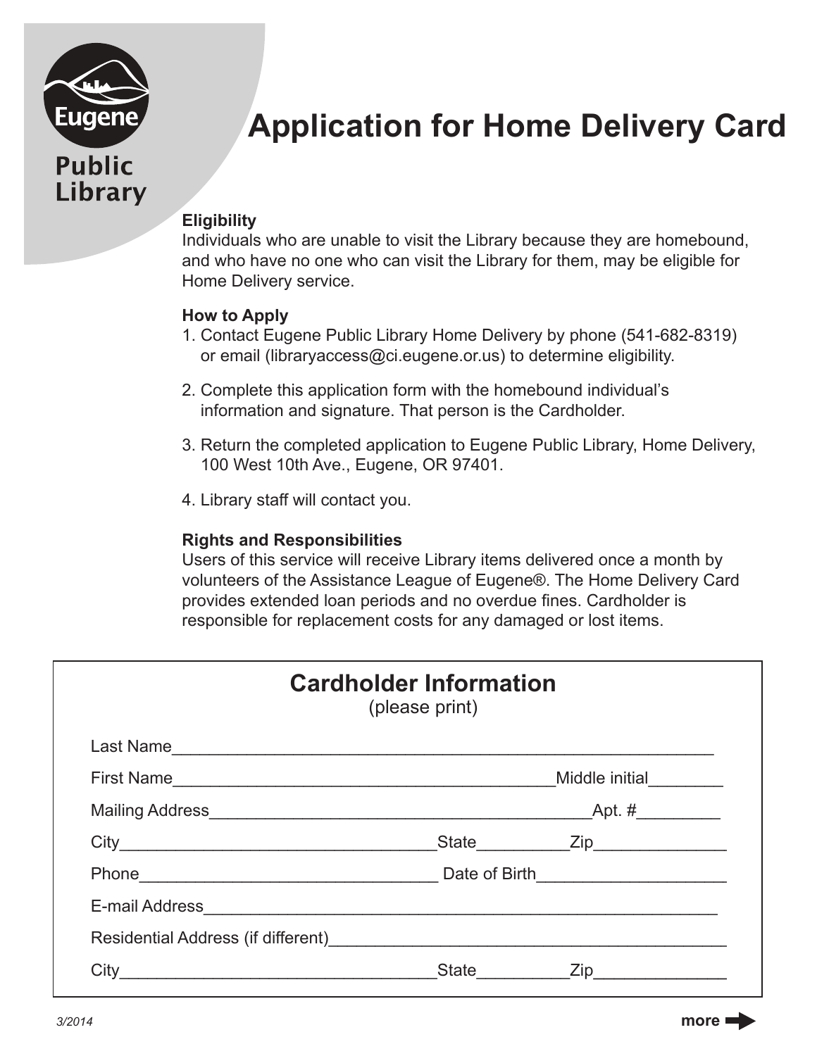Eugene Public Library

# Application for Home Delivery Card

**Eligibility**

Individuals who are unable to visit the Library because they are homebound, and who have no one who can visit the Library for them, may be eligible for Home Delivery service.

**How to Apply**

1. Contact Eugene Public Library Home Delivery by phone (541-682-8319) or email (libraryaccess@ci.eugene.or.us) to determine eligibility.
2. Complete this application form with the homebound individual's information and signature. That person is the Cardholder.
3. Return the completed application to Eugene Public Library, Home Delivery, 100 West 10th Ave., Eugene, OR 97401.
4. Library staff will contact you.

**Rights and Responsibilities**

Users of this service will receive Library items delivered once a month by volunteers of the Assistance League of Eugene®. The Home Delivery Card provides extended loan periods and no overdue fines. Cardholder is responsible for replacement costs for any damaged or lost items.

## Cardholder Information

(please print)

Last Name_______________________________________________

First Name_________________________________ Middle initial________

Mailing Address_____________________________________ Apt. #_________

City____________________________ State__________ Zip______________

Phone__________________________ Date of Birth____________________

E-mail Address_____________________________________________

Residential Address (if different)__________________________________

City____________________________ State__________ Zip______________

3/2014

more ➡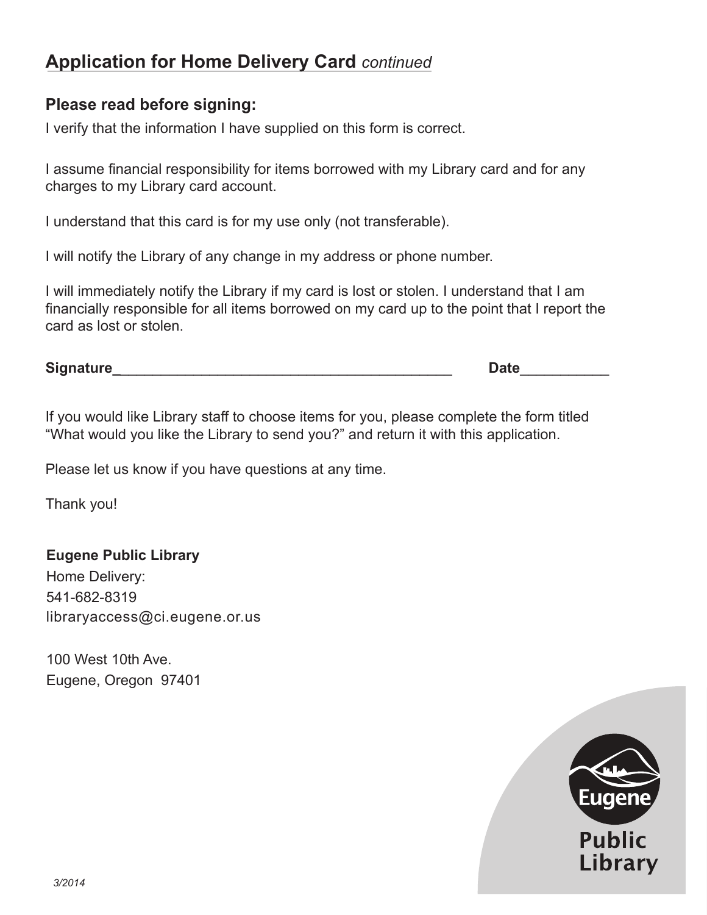## Application for Home Delivery Card *continued*

### Please read before signing:

I verify that the information I have supplied on this form is correct.

I assume financial responsibility for items borrowed with my Library card and for any charges to my Library card account.

I understand that this card is for my use only (not transferable).

I will notify the Library of any change in my address or phone number.

I will immediately notify the Library if my card is lost or stolen. I understand that I am financially responsible for all items borrowed on my card up to the point that I report the card as lost or stolen.

**Signature**_____________________________________________ **Date**___________

If you would like Library staff to choose items for you, please complete the form titled "What would you like the Library to send you?" and return it with this application.

Please let us know if you have questions at any time.

Thank you!

**Eugene Public Library**
Home Delivery:
541-682-8319
libraryaccess@ci.eugene.or.us

100 West 10th Ave.
Eugene, Oregon 97401

Eugene Public Library

*3/2014*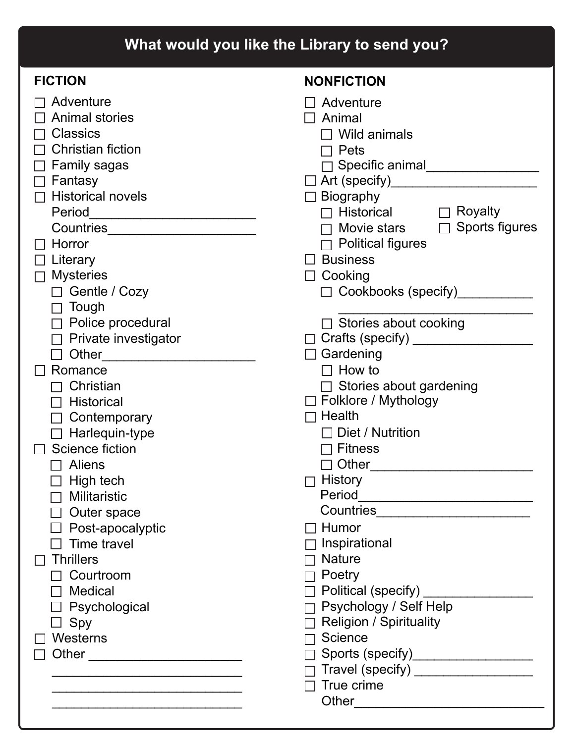## What would you like the Library to send you?

### FICTION

- ☐ Adventure
- ☐ Animal stories
- ☐ Classics
- ☐ Christian fiction
- ☐ Family sagas
- ☐ Fantasy
- ☐ Historical novels
  - Period______________________
  - Countries____________________
- ☐ Horror
- ☐ Literary
- ☐ Mysteries
  - ☐ Gentle / Cozy
  - ☐ Tough
  - ☐ Police procedural
  - ☐ Private investigator
  - ☐ Other_____________________
- ☐ Romance
  - ☐ Christian
  - ☐ Historical
  - ☐ Contemporary
  - ☐ Harlequin-type
- ☐ Science fiction
  - ☐ Aliens
  - ☐ High tech
  - ☐ Militaristic
  - ☐ Outer space
  - ☐ Post-apocalyptic
  - ☐ Time travel
- ☐ Thrillers
  - ☐ Courtroom
  - ☐ Medical
  - ☐ Psychological
  - ☐ Spy
- ☐ Westerns
- ☐ Other _____________________
  - __________________________
  - __________________________
  - __________________________

### NONFICTION

- ☐ Adventure
- ☐ Animal
  - ☐ Wild animals
  - ☐ Pets
  - ☐ Specific animal_______________
- ☐ Art (specify)____________________
- ☐ Biography
  - ☐ Historical
  - ☐ Movie stars
  - ☐ Political figures
  - ☐ Royalty
  - ☐ Sports figures
- ☐ Business
- ☐ Cooking
  - ☐ Cookbooks (specify)__________
  - ____________________________
  - ☐ Stories about cooking
- ☐ Crafts (specify) ________________
- ☐ Gardening
  - ☐ How to
  - ☐ Stories about gardening
- ☐ Folklore / Mythology
- ☐ Health
  - ☐ Diet / Nutrition
  - ☐ Fitness
  - ☐ Other______________________
- ☐ History
  - Period________________________
  - Countries_____________________
- ☐ Humor
- ☐ Inspirational
- ☐ Nature
- ☐ Poetry
- ☐ Political (specify) _______________
- ☐ Psychology / Self Help
- ☐ Religion / Spirituality
- ☐ Science
- ☐ Sports (specify)________________
- ☐ Travel (specify) ________________
- ☐ True crime
- Other___________________________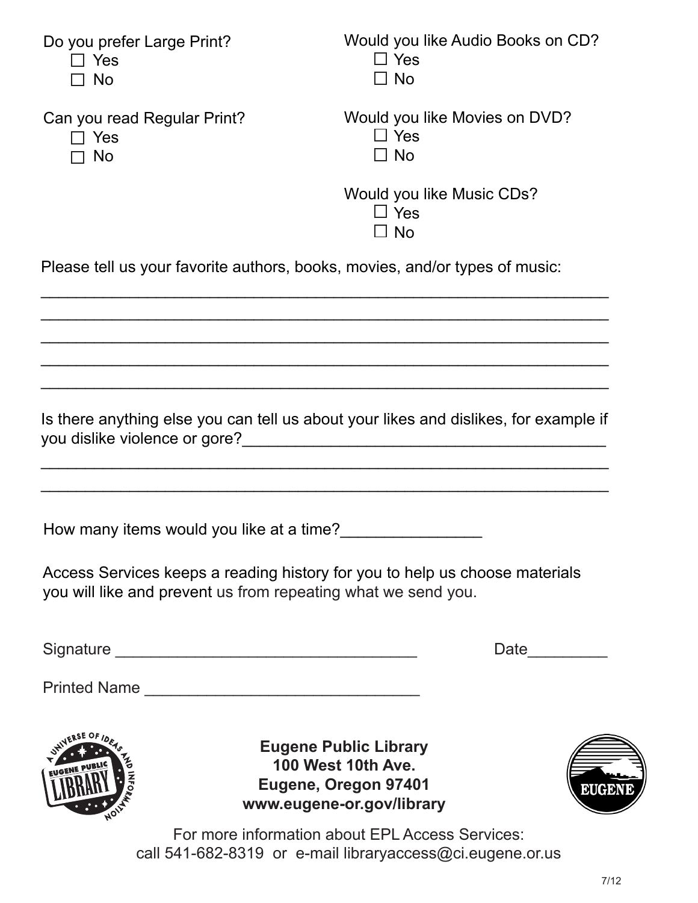Do you prefer Large Print?
- ☐ Yes
- ☐ No

Can you read Regular Print?
- ☐ Yes
- ☐ No

Would you like Audio Books on CD?
- ☐ Yes
- ☐ No

Would you like Movies on DVD?
- ☐ Yes
- ☐ No

Would you like Music CDs?
- ☐ Yes
- ☐ No

Please tell us your favorite authors, books, movies, and/or types of music:

_______________________________________________________________

_______________________________________________________________

_______________________________________________________________

_______________________________________________________________

_______________________________________________________________

Is there anything else you can tell us about your likes and dislikes, for example if you dislike violence or gore?___________________________________________

_______________________________________________________________

_______________________________________________________________

How many items would you like at a time?________________

Access Services keeps a reading history for you to help us choose materials you will like and prevent us from repeating what we send you.

Signature __________________________________ Date_________

Printed Name _______________________________

**Eugene Public Library**
**100 West 10th Ave.**
**Eugene, Oregon 97401**
**www.eugene-or.gov/library**

For more information about EPL Access Services:
call 541-682-8319 or e-mail libraryaccess@ci.eugene.or.us

7/12